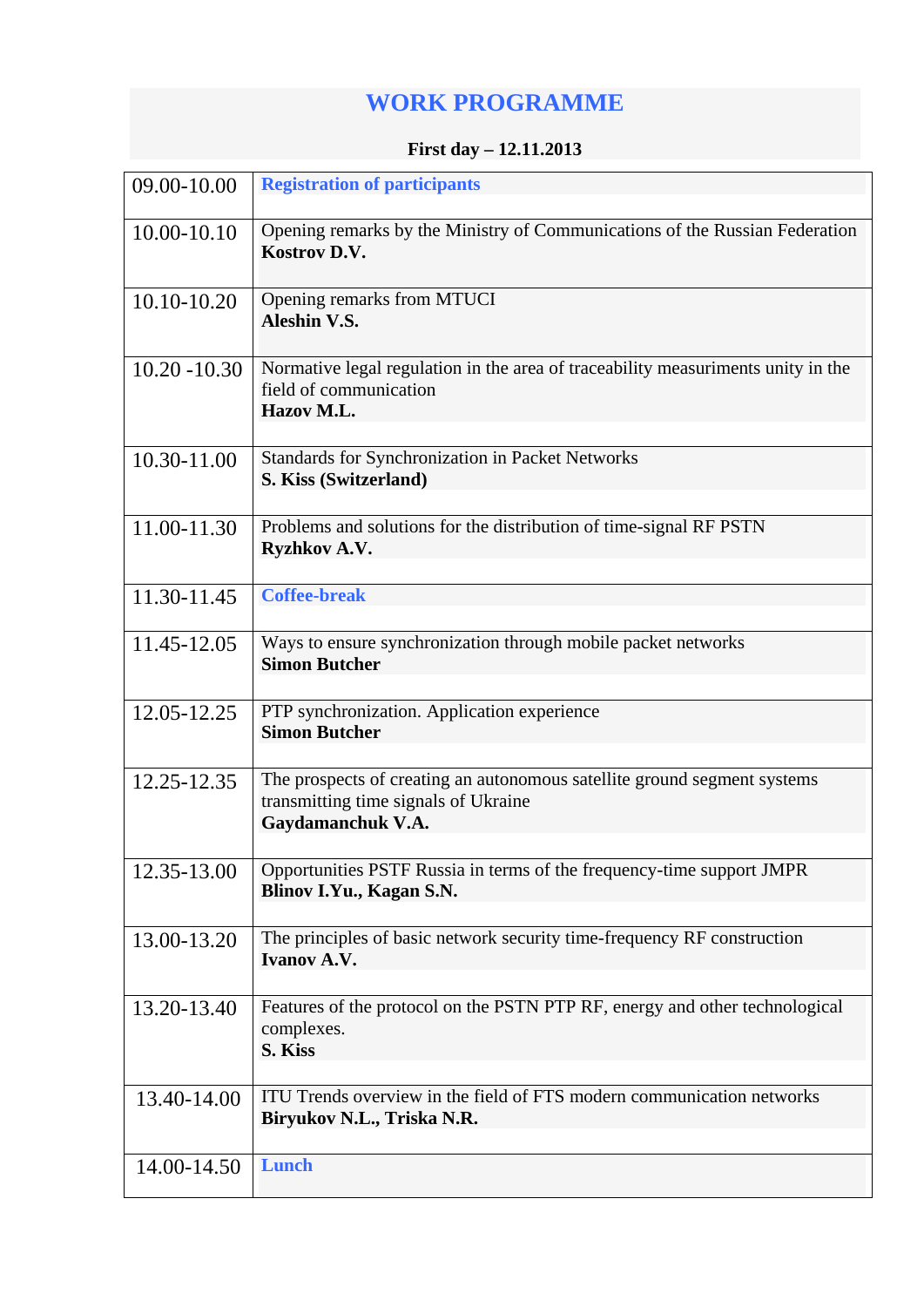# WORK PROGRAMME

**First day – 12.11.2013**

| | |
|---|---|
| 09.00-10.00 | **Registration of participants** |
| 10.00-10.10 | Opening remarks by the Ministry of Communications of the Russian Federation<br>**Kostrov D.V.** |
| 10.10-10.20 | Opening remarks from MTUCI<br>**Aleshin V.S.** |
| 10.20 -10.30 | Normative legal regulation in the area of traceability measuriments unity in the field of communication<br>**Hazov M.L.** |
| 10.30-11.00 | Standards for Synchronization in Packet Networks<br>**S. Kiss (Switzerland)** |
| 11.00-11.30 | Problems and solutions for the distribution of time-signal RF PSTN<br>**Ryzhkov A.V.** |
| 11.30-11.45 | **Coffee-break** |
| 11.45-12.05 | Ways to ensure synchronization through mobile packet networks<br>**Simon Butcher** |
| 12.05-12.25 | PTP synchronization. Application experience<br>**Simon Butcher** |
| 12.25-12.35 | The prospects of creating an autonomous satellite ground segment systems transmitting time signals of Ukraine<br>**Gaydamanchuk V.A.** |
| 12.35-13.00 | Opportunities PSTF Russia in terms of the frequency-time support JMPR<br>**Blinov I.Yu., Kagan S.N.** |
| 13.00-13.20 | The principles of basic network security time-frequency RF construction<br>**Ivanov A.V.** |
| 13.20-13.40 | Features of the protocol on the PSTN PTP RF, energy and other technological complexes.<br>**S. Kiss** |
| 13.40-14.00 | ITU Trends overview in the field of FTS modern communication networks<br>**Biryukov N.L., Triska N.R.** |
| 14.00-14.50 | **Lunch** |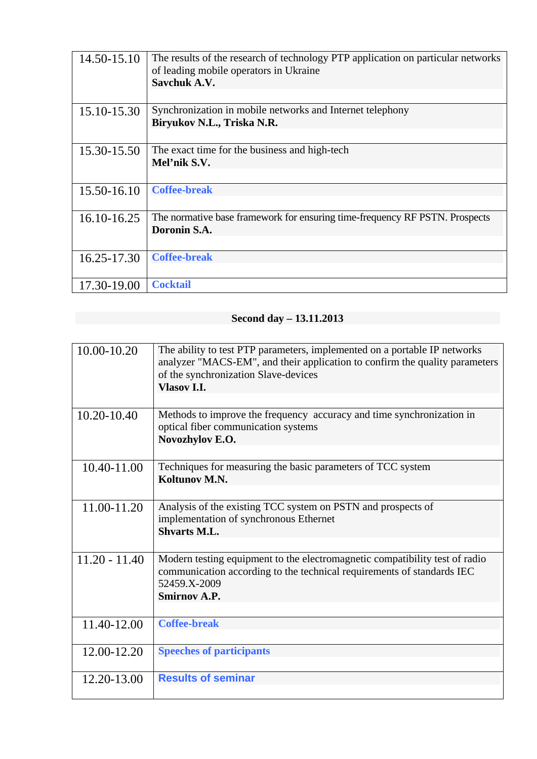| | |
|---|---|
| 14.50-15.10 | The results of the research of technology PTP application on particular networks of leading mobile operators in Ukraine<br>**Savchuk A.V.** |
| 15.10-15.30 | Synchronization in mobile networks and Internet telephony<br>**Biryukov N.L., Triska N.R.** |
| 15.30-15.50 | The exact time for the business and high-tech<br>**Mel'nik S.V.** |
| 15.50-16.10 | **Coffee-break** |
| 16.10-16.25 | The normative base framework for ensuring time-frequency RF PSTN. Prospects<br>**Doronin S.A.** |
| 16.25-17.30 | **Coffee-break** |
| 17.30-19.00 | **Cocktail** |

**Second day – 13.11.2013**

| | |
|---|---|
| 10.00-10.20 | The ability to test PTP parameters, implemented on a portable IP networks analyzer "MACS-EM", and their application to confirm the quality parameters of the synchronization Slave-devices<br>**Vlasov I.I.** |
| 10.20-10.40 | Methods to improve the frequency accuracy and time synchronization in optical fiber communication systems<br>**Novozhylov E.O.** |
| 10.40-11.00 | Techniques for measuring the basic parameters of TCC system<br>**Koltunov M.N.** |
| 11.00-11.20 | Analysis of the existing TCC system on PSTN and prospects of implementation of synchronous Ethernet<br>**Shvarts M.L.** |
| 11.20 - 11.40 | Modern testing equipment to the electromagnetic compatibility test of radio communication according to the technical requirements of standards IEC 52459.X-2009<br>**Smirnov A.P.** |
| 11.40-12.00 | **Coffee-break** |
| 12.00-12.20 | **Speeches of participants** |
| 12.20-13.00 | **Results of seminar** |